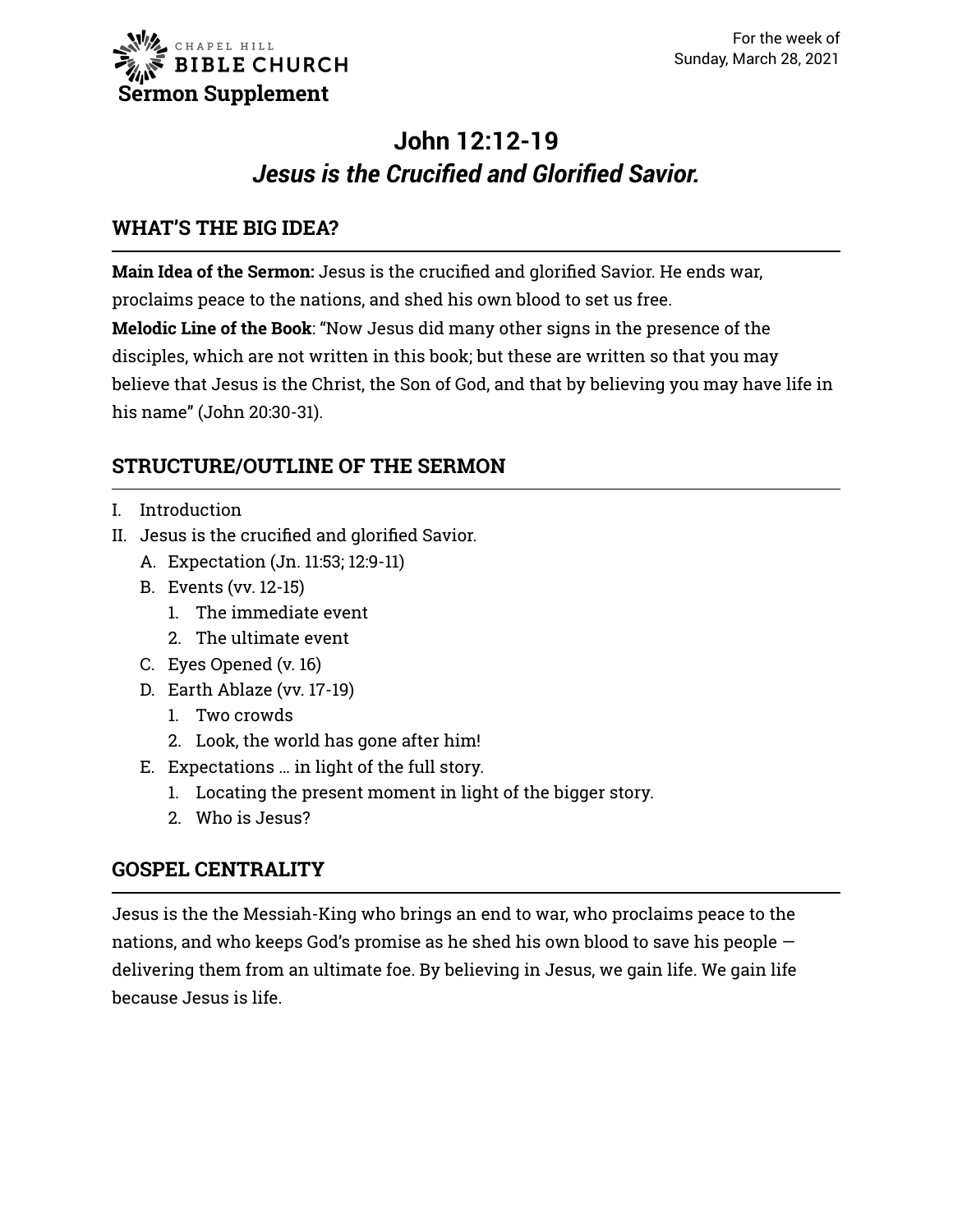CHAPEL HILL
**BIBLE CHURCH**
**Sermon Supplement**

For the week of
Sunday, March 28, 2021

# John 12:12-19
## *Jesus is the Crucified and Glorified Savior.*

## WHAT'S THE BIG IDEA?

**Main Idea of the Sermon:** Jesus is the crucified and glorified Savior. He ends war, proclaims peace to the nations, and shed his own blood to set us free.
**Melodic Line of the Book**: "Now Jesus did many other signs in the presence of the disciples, which are not written in this book; but these are written so that you may believe that Jesus is the Christ, the Son of God, and that by believing you may have life in his name" (John 20:30-31).

## STRUCTURE/OUTLINE OF THE SERMON

I. Introduction
II. Jesus is the crucified and glorified Savior.
   A. Expectation (Jn. 11:53; 12:9-11)
   B. Events (vv. 12-15)
      1. The immediate event
      2. The ultimate event
   C. Eyes Opened (v. 16)
   D. Earth Ablaze (vv. 17-19)
      1. Two crowds
      2. Look, the world has gone after him!
   E. Expectations … in light of the full story.
      1. Locating the present moment in light of the bigger story.
      2. Who is Jesus?

## GOSPEL CENTRALITY

Jesus is the the Messiah-King who brings an end to war, who proclaims peace to the nations, and who keeps God's promise as he shed his own blood to save his people — delivering them from an ultimate foe. By believing in Jesus, we gain life. We gain life because Jesus is life.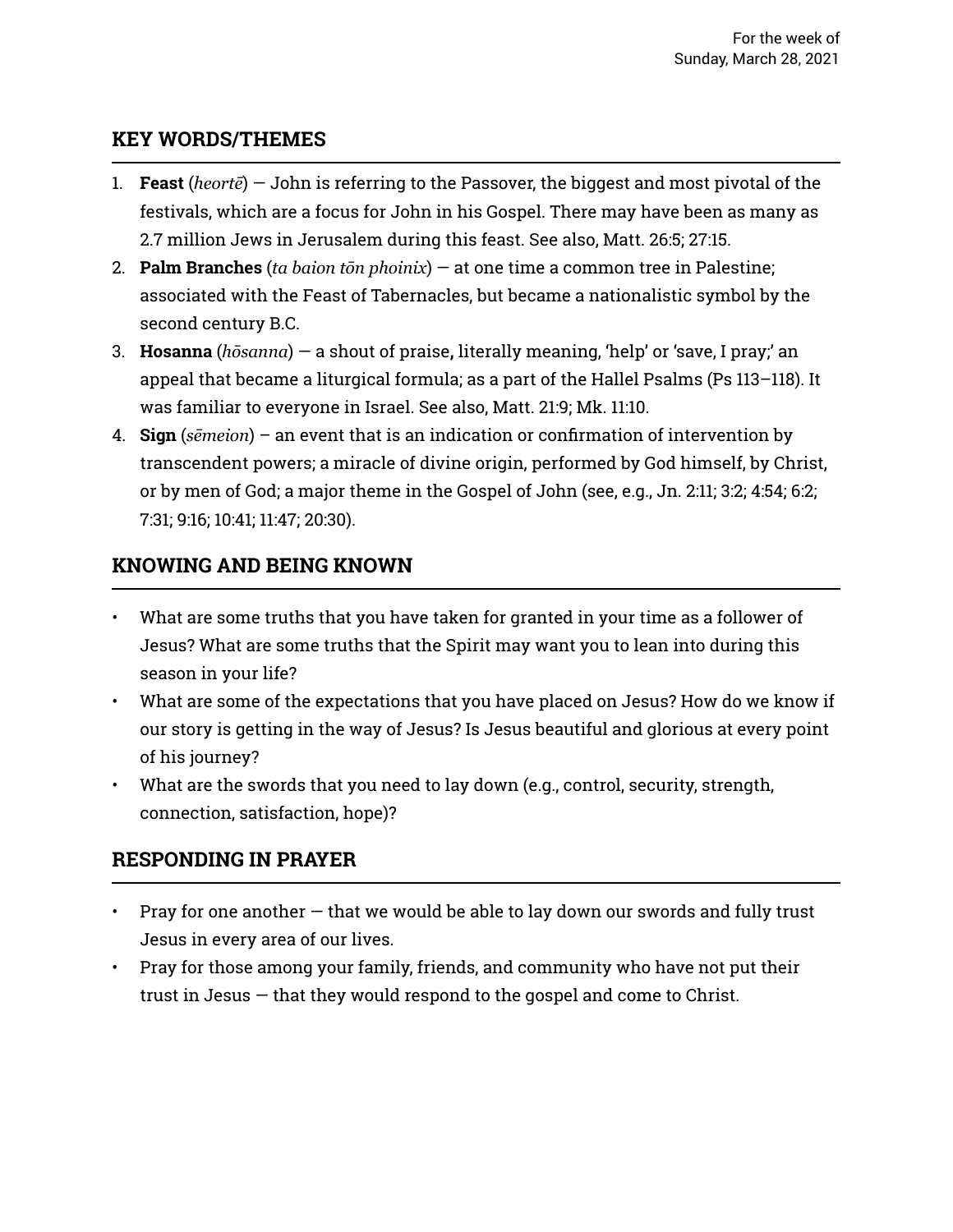For the week of
Sunday, March 28, 2021

## KEY WORDS/THEMES

1. **Feast** (*heortē*) — John is referring to the Passover, the biggest and most pivotal of the festivals, which are a focus for John in his Gospel. There may have been as many as 2.7 million Jews in Jerusalem during this feast. See also, Matt. 26:5; 27:15.
2. **Palm Branches** (*ta baion tōn phoinix*) — at one time a common tree in Palestine; associated with the Feast of Tabernacles, but became a nationalistic symbol by the second century B.C.
3. **Hosanna** (*hōsanna*) — a shout of praise**,** literally meaning, 'help' or 'save, I pray;' an appeal that became a liturgical formula; as a part of the Hallel Psalms (Ps 113–118). It was familiar to everyone in Israel. See also, Matt. 21:9; Mk. 11:10.
4. **Sign** (*sēmeion*) – an event that is an indication or confirmation of intervention by transcendent powers; a miracle of divine origin, performed by God himself, by Christ, or by men of God; a major theme in the Gospel of John (see, e.g., Jn. 2:11; 3:2; 4:54; 6:2; 7:31; 9:16; 10:41; 11:47; 20:30).

## KNOWING AND BEING KNOWN

- What are some truths that you have taken for granted in your time as a follower of Jesus? What are some truths that the Spirit may want you to lean into during this season in your life?
- What are some of the expectations that you have placed on Jesus? How do we know if our story is getting in the way of Jesus? Is Jesus beautiful and glorious at every point of his journey?
- What are the swords that you need to lay down (e.g., control, security, strength, connection, satisfaction, hope)?

## RESPONDING IN PRAYER

- Pray for one another — that we would be able to lay down our swords and fully trust Jesus in every area of our lives.
- Pray for those among your family, friends, and community who have not put their trust in Jesus — that they would respond to the gospel and come to Christ.